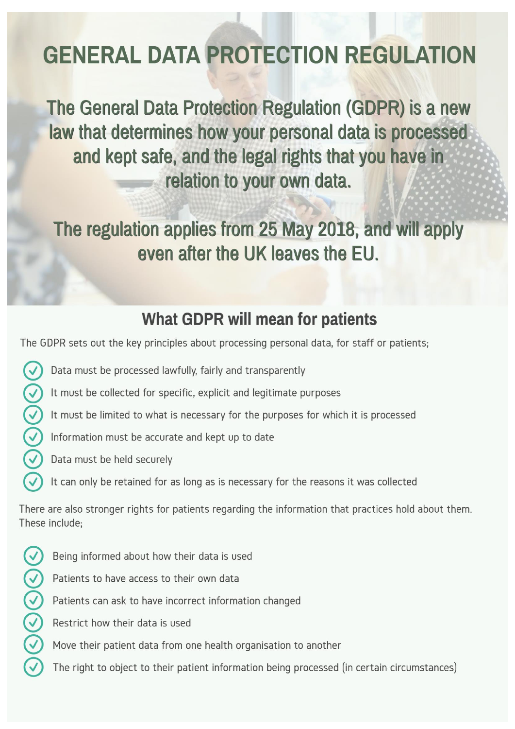# GENERAL DATA PROTECTION REGULATION

**The General Data Protection Regulation (GDPR) is a new law that determines how your personal data is processed and kept safe, and the legal rights that you have in relation to your own data.**

**The regulation applies from 25 May 2018, and will apply even after the UK leaves the EU.**

## What GDPR will mean for patients

The GDPR sets out the key principles about processing personal data, for staff or patients;

- Data must be processed lawfully, fairly and transparently
- It must be collected for specific, explicit and legitimate purposes
- It must be limited to what is necessary for the purposes for which it is processed
- Information must be accurate and kept up to date
- Data must be held securely
- It can only be retained for as long as is necessary for the reasons it was collected

There are also stronger rights for patients regarding the information that practices hold about them. These include;

- Being informed about how their data is used
- Patients to have access to their own data
- Patients can ask to have incorrect information changed
- Restrict how their data is used
- Move their patient data from one health organisation to another
- The right to object to their patient information being processed (in certain circumstances)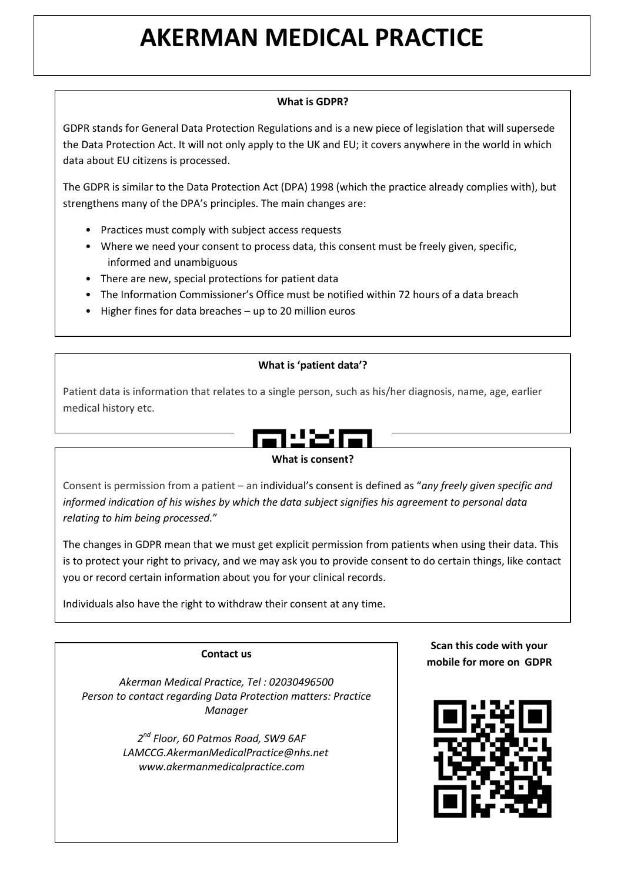# AKERMAN MEDICAL PRACTICE

### What is GDPR?

GDPR stands for General Data Protection Regulations and is a new piece of legislation that will supersede the Data Protection Act. It will not only apply to the UK and EU; it covers anywhere in the world in which data about EU citizens is processed.

The GDPR is similar to the Data Protection Act (DPA) 1998 (which the practice already complies with), but strengthens many of the DPA's principles. The main changes are:

- Practices must comply with subject access requests
- Where we need your consent to process data, this consent must be freely given, specific, informed and unambiguous
- There are new, special protections for patient data
- The Information Commissioner's Office must be notified within 72 hours of a data breach
- Higher fines for data breaches – up to 20 million euros

### What is 'patient data'?

Patient data is information that relates to a single person, such as his/her diagnosis, name, age, earlier medical history etc.

### What is consent?

Consent is permission from a patient – an individual's consent is defined as "*any freely given specific and informed indication of his wishes by which the data subject signifies his agreement to personal data relating to him being processed.*"

The changes in GDPR mean that we must get explicit permission from patients when using their data. This is to protect your right to privacy, and we may ask you to provide consent to do certain things, like contact you or record certain information about you for your clinical records.

Individuals also have the right to withdraw their consent at any time.

### Contact us

*Akerman Medical Practice, Tel : 02030496500*
*Person to contact regarding Data Protection matters: Practice Manager*

*2nd Floor, 60 Patmos Road, SW9 6AF*
*LAMCCG.AkermanMedicalPractice@nhs.net*
*www.akermanmedicalpractice.com*

**Scan this code with your mobile for more on GDPR**